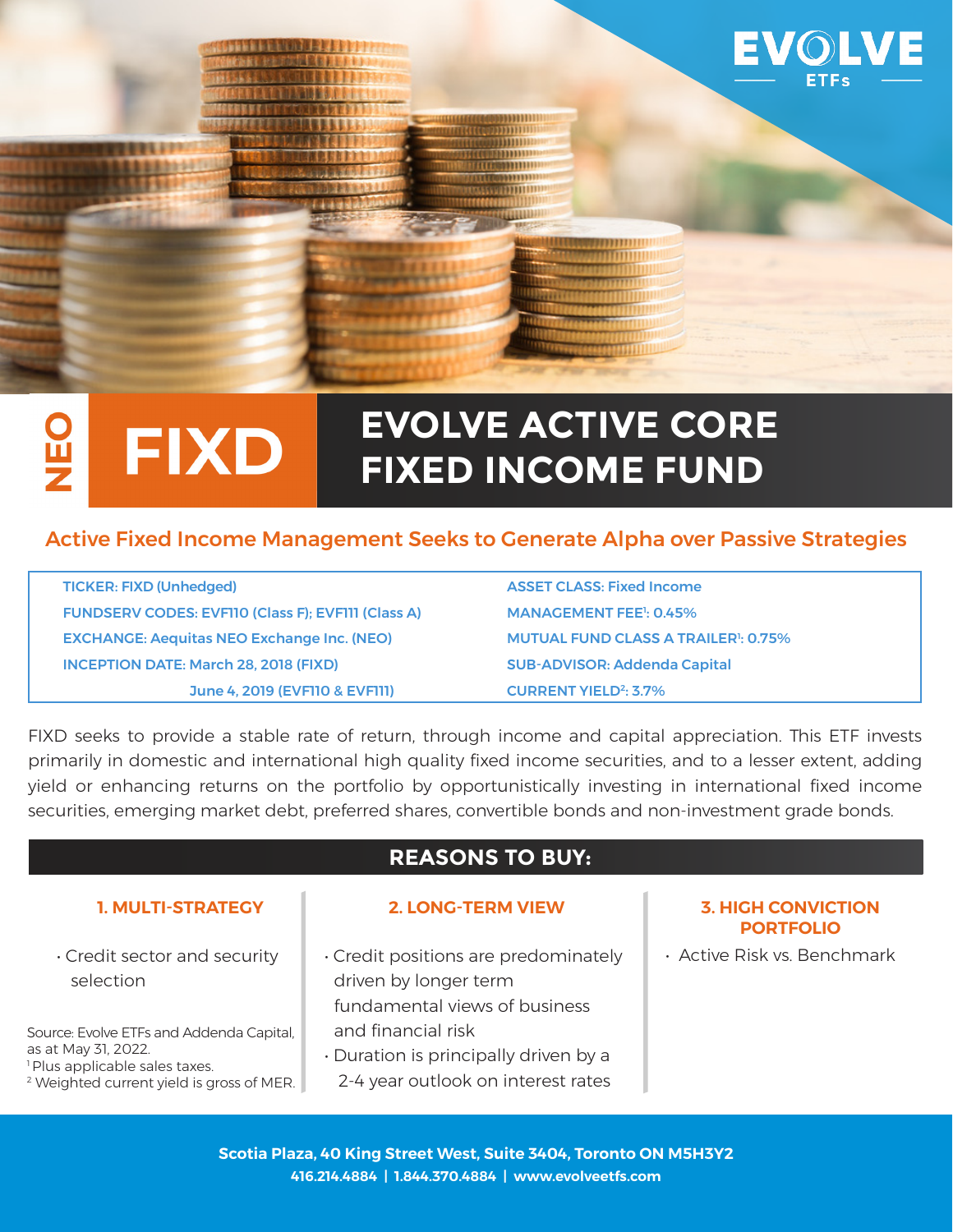EVOLVE ETFs

NEO

# FIXD — EVOLVE ACTIVE CORE FIXED INCOME FUND

## Active Fixed Income Management Seeks to Generate Alpha over Passive Strategies

| | |
|---|---|
| TICKER: FIXD (Unhedged) | ASSET CLASS: Fixed Income |
| FUNDSERV CODES: EVF110 (Class F); EVF111 (Class A) | MANAGEMENT FEE[1]: 0.45% |
| EXCHANGE: Aequitas NEO Exchange Inc. (NEO) | MUTUAL FUND CLASS A TRAILER[1]: 0.75% |
| INCEPTION DATE: March 28, 2018 (FIXD) | SUB-ADVISOR: Addenda Capital |
| June 4, 2019 (EVF110 & EVF111) | CURRENT YIELD[2]: 3.7% |

FIXD seeks to provide a stable rate of return, through income and capital appreciation. This ETF invests primarily in domestic and international high quality fixed income securities, and to a lesser extent, adding yield or enhancing returns on the portfolio by opportunistically investing in international fixed income securities, emerging market debt, preferred shares, convertible bonds and non-investment grade bonds.

## REASONS TO BUY:

### 1. MULTI-STRATEGY

- Credit sector and security selection

### 2. LONG-TERM VIEW

- Credit positions are predominately driven by longer term fundamental views of business and financial risk
- Duration is principally driven by a 2-4 year outlook on interest rates

### 3. HIGH CONVICTION PORTFOLIO

- Active Risk vs. Benchmark

Source: Evolve ETFs and Addenda Capital, as at May 31, 2022.
[1] Plus applicable sales taxes.
[2] Weighted current yield is gross of MER.

Scotia Plaza, 40 King Street West, Suite 3404, Toronto ON M5H3Y2
416.214.4884 | 1.844.370.4884 | www.evolveetfs.com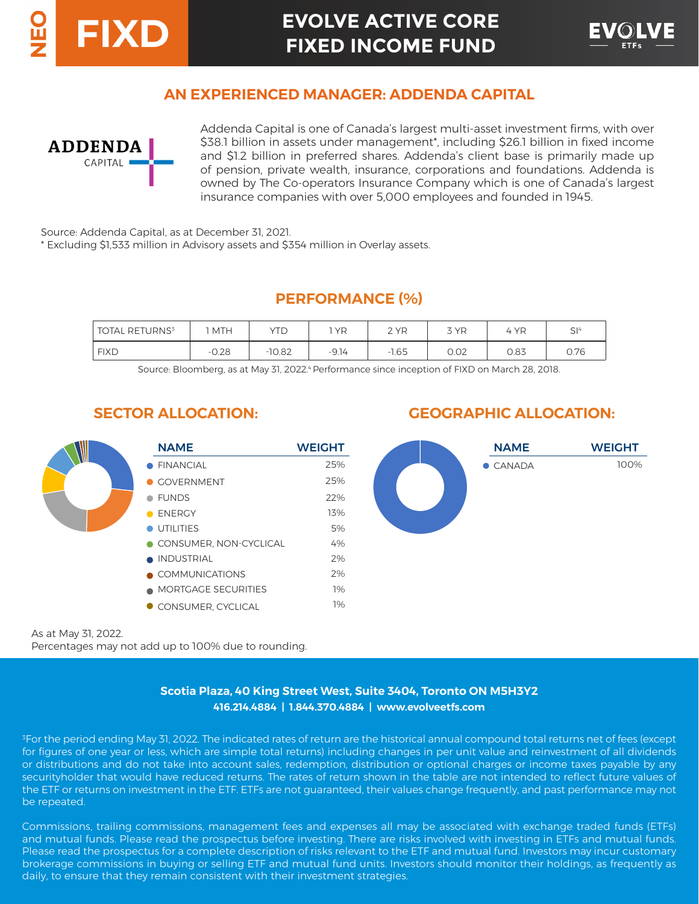NEO **FIXD**

# EVOLVE ACTIVE CORE FIXED INCOME FUND

## AN EXPERIENCED MANAGER: ADDENDA CAPITAL

ADDENDA CAPITAL

Addenda Capital is one of Canada's largest multi-asset investment firms, with over $38.1 billion in assets under management*, including $26.1 billion in fixed income and $1.2 billion in preferred shares. Addenda's client base is primarily made up of pension, private wealth, insurance, corporations and foundations. Addenda is owned by The Co-operators Insurance Company which is one of Canada's largest insurance companies with over 5,000 employees and founded in 1945.

Source: Addenda Capital, as at December 31, 2021.
* Excluding $1,533 million in Advisory assets and $354 million in Overlay assets.

## PERFORMANCE (%)

| TOTAL RETURNS[3] | 1 MTH | YTD | 1 YR | 2 YR | 3 YR | 4 YR | SI[4] |
|---|---|---|---|---|---|---|---|
| FIXD | -0.28 | -10.82 | -9.14 | -1.65 | 0.02 | 0.83 | 0.76 |

Source: Bloomberg, as at May 31, 2022.[4] Performance since inception of FIXD on March 28, 2018.

## SECTOR ALLOCATION:

| NAME | WEIGHT |
|---|---|
| FINANCIAL | 25% |
| GOVERNMENT | 25% |
| FUNDS | 22% |
| ENERGY | 13% |
| UTILITIES | 5% |
| CONSUMER, NON-CYCLICAL | 4% |
| INDUSTRIAL | 2% |
| COMMUNICATIONS | 2% |
| MORTGAGE SECURITIES | 1% |
| CONSUMER, CYCLICAL | 1% |

## GEOGRAPHIC ALLOCATION:

| NAME | WEIGHT |
|---|---|
| CANADA | 100% |

As at May 31, 2022.
Percentages may not add up to 100% due to rounding.

**Scotia Plaza, 40 King Street West, Suite 3404, Toronto ON M5H3Y2**
**416.214.4884 | 1.844.370.4884 | www.evolveetfs.com**

[3]For the period ending May 31, 2022. The indicated rates of return are the historical annual compound total returns net of fees (except for figures of one year or less, which are simple total returns) including changes in per unit value and reinvestment of all dividends or distributions and do not take into account sales, redemption, distribution or optional charges or income taxes payable by any securityholder that would have reduced returns. The rates of return shown in the table are not intended to reflect future values of the ETF or returns on investment in the ETF. ETFs are not guaranteed, their values change frequently, and past performance may not be repeated.

Commissions, trailing commissions, management fees and expenses all may be associated with exchange traded funds (ETFs) and mutual funds. Please read the prospectus before investing. There are risks involved with investing in ETFs and mutual funds. Please read the prospectus for a complete description of risks relevant to the ETF and mutual fund. Investors may incur customary brokerage commissions in buying or selling ETF and mutual fund units. Investors should monitor their holdings, as frequently as daily, to ensure that they remain consistent with their investment strategies.